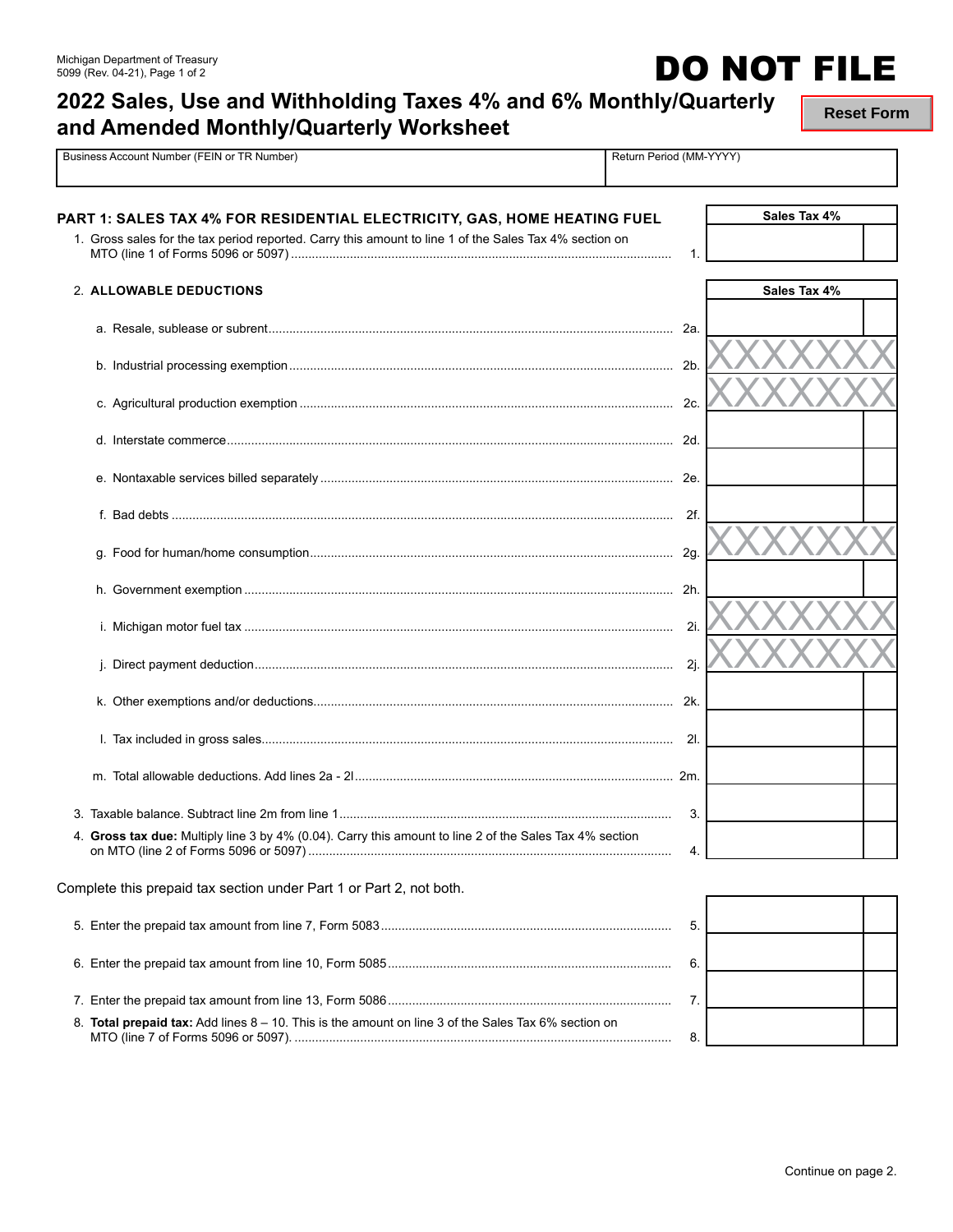Michigan Department of Treasury
5099 (Rev. 04-21), Page 1 of 2

# DO NOT FILE

Reset Form

## 2022 Sales, Use and Withholding Taxes 4% and 6% Monthly/Quarterly and Amended Monthly/Quarterly Worksheet

| Business Account Number (FEIN or TR Number) | Return Period (MM-YYYY) |
|---|---|
| | |

### PART 1: SALES TAX 4% FOR RESIDENTIAL ELECTRICITY, GAS, HOME HEATING FUEL

| | | Sales Tax 4% |
|---|---|---|
| 1. Gross sales for the tax period reported. Carry this amount to line 1 of the Sales Tax 4% section on MTO (line 1 of Forms 5096 or 5097) | 1. | |

| 2. **ALLOWABLE DEDUCTIONS** | | Sales Tax 4% |
|---|---|---|
| a. Resale, sublease or subrent | 2a. | |
| b. Industrial processing exemption | 2b. | XXXXXXX |
| c. Agricultural production exemption | 2c. | XXXXXXX |
| d. Interstate commerce | 2d. | |
| e. Nontaxable services billed separately | 2e. | |
| f. Bad debts | 2f. | |
| g. Food for human/home consumption | 2g. | XXXXXXX |
| h. Government exemption | 2h. | |
| i. Michigan motor fuel tax | 2i. | XXXXXXX |
| j. Direct payment deduction | 2j. | XXXXXXX |
| k. Other exemptions and/or deductions | 2k. | |
| l. Tax included in gross sales | 2l. | |
| m. Total allowable deductions. Add lines 2a - 2l | 2m. | |
| 3. Taxable balance. Subtract line 2m from line 1 | 3. | |
| 4. **Gross tax due:** Multiply line 3 by 4% (0.04). Carry this amount to line 2 of the Sales Tax 4% section on MTO (line 2 of Forms 5096 or 5097) | 4. | |

Complete this prepaid tax section under Part 1 or Part 2, not both.

| | | |
|---|---|---|
| 5. Enter the prepaid tax amount from line 7, Form 5083 | 5. | |
| 6. Enter the prepaid tax amount from line 10, Form 5085 | 6. | |
| 7. Enter the prepaid tax amount from line 13, Form 5086 | 7. | |
| 8. **Total prepaid tax:** Add lines 8 – 10. This is the amount on line 3 of the Sales Tax 6% section on MTO (line 7 of Forms 5096 or 5097). | 8. | |

Continue on page 2.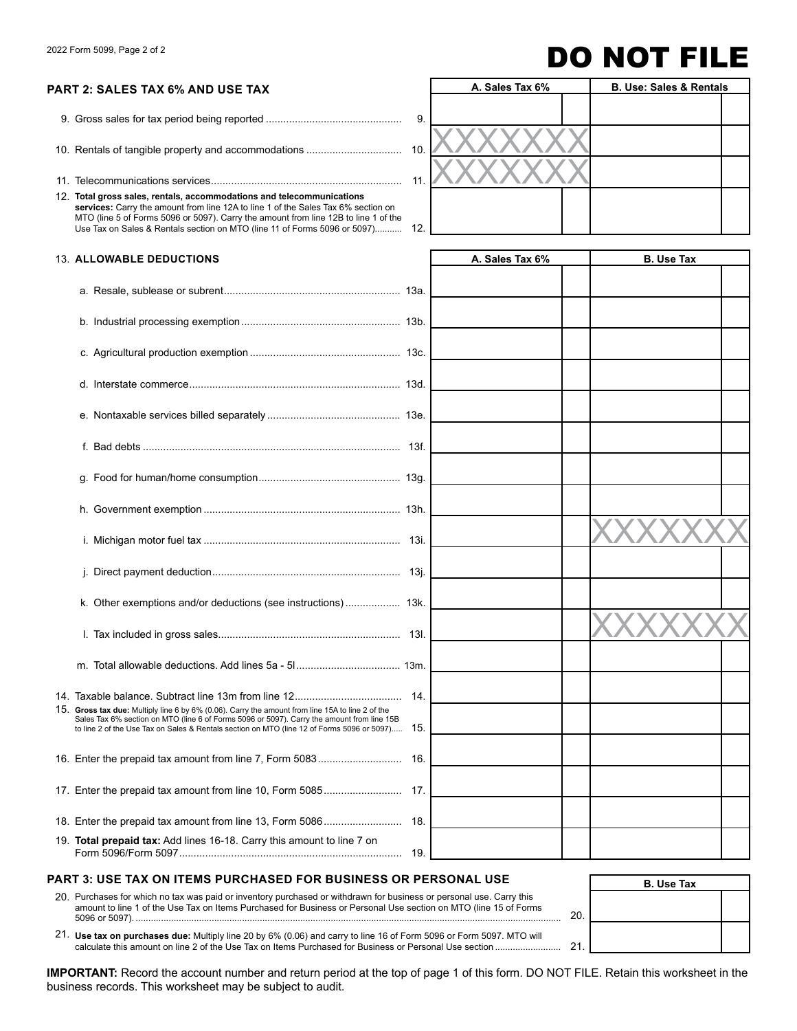# DO NOT FILE

## PART 2: SALES TAX 6% AND USE TAX

| | | A. Sales Tax 6% | B. Use: Sales & Rentals |
|---|---|---|---|
| 9. Gross sales for tax period being reported | 9. | | |
| 10. Rentals of tangible property and accommodations | 10. | XXXXXXX | |
| 11. Telecommunications services | 11. | XXXXXXX | |
| 12. **Total gross sales, rentals, accommodations and telecommunications services:** Carry the amount from line 12A to line 1 of the Sales Tax 6% section on MTO (line 5 of Forms 5096 or 5097). Carry the amount from line 12B to line 1 of the Use Tax on Sales & Rentals section on MTO (line 11 of Forms 5096 or 5097) | 12. | | |

| 13. **ALLOWABLE DEDUCTIONS** | | A. Sales Tax 6% | B. Use Tax |
|---|---|---|---|
| a. Resale, sublease or subrent | 13a. | | |
| b. Industrial processing exemption | 13b. | | |
| c. Agricultural production exemption | 13c. | | |
| d. Interstate commerce | 13d. | | |
| e. Nontaxable services billed separately | 13e. | | |
| f. Bad debts | 13f. | | |
| g. Food for human/home consumption | 13g. | | |
| h. Government exemption | 13h. | | |
| i. Michigan motor fuel tax | 13i. | | XXXXXXX |
| j. Direct payment deduction | 13j. | | |
| k. Other exemptions and/or deductions (see instructions) | 13k. | | |
| l. Tax included in gross sales | 13l. | | XXXXXXX |
| m. Total allowable deductions. Add lines 5a - 5l | 13m. | | |
| 14. Taxable balance. Subtract line 13m from line 12 | 14. | | |
| 15. **Gross tax due:** Multiply line 6 by 6% (0.06). Carry the amount from line 15A to line 2 of the Sales Tax 6% section on MTO (line 6 of Forms 5096 or 5097). Carry the amount from line 15B to line 2 of the Use Tax on Sales & Rentals section on MTO (line 12 of Forms 5096 or 5097) | 15. | | |
| 16. Enter the prepaid tax amount from line 7, Form 5083 | 16. | | |
| 17. Enter the prepaid tax amount from line 10, Form 5085 | 17. | | |
| 18. Enter the prepaid tax amount from line 13, Form 5086 | 18. | | |
| 19. **Total prepaid tax:** Add lines 16-18. Carry this amount to line 7 on Form 5096/Form 5097 | 19. | | |

## PART 3: USE TAX ON ITEMS PURCHASED FOR BUSINESS OR PERSONAL USE

| | | B. Use Tax |
|---|---|---|
| 20. Purchases for which no tax was paid or inventory purchased or withdrawn for business or personal use. Carry this amount to line 1 of the Use Tax on Items Purchased for Business or Personal Use section on MTO (line 15 of Forms 5096 or 5097). | 20. | |
| 21. **Use tax on purchases due:** Multiply line 20 by 6% (0.06) and carry to line 16 of Form 5096 or Form 5097. MTO will calculate this amount on line 2 of the Use Tax on Items Purchased for Business or Personal Use section | 21. | |

**IMPORTANT:** Record the account number and return period at the top of page 1 of this form. DO NOT FILE. Retain this worksheet in the business records. This worksheet may be subject to audit.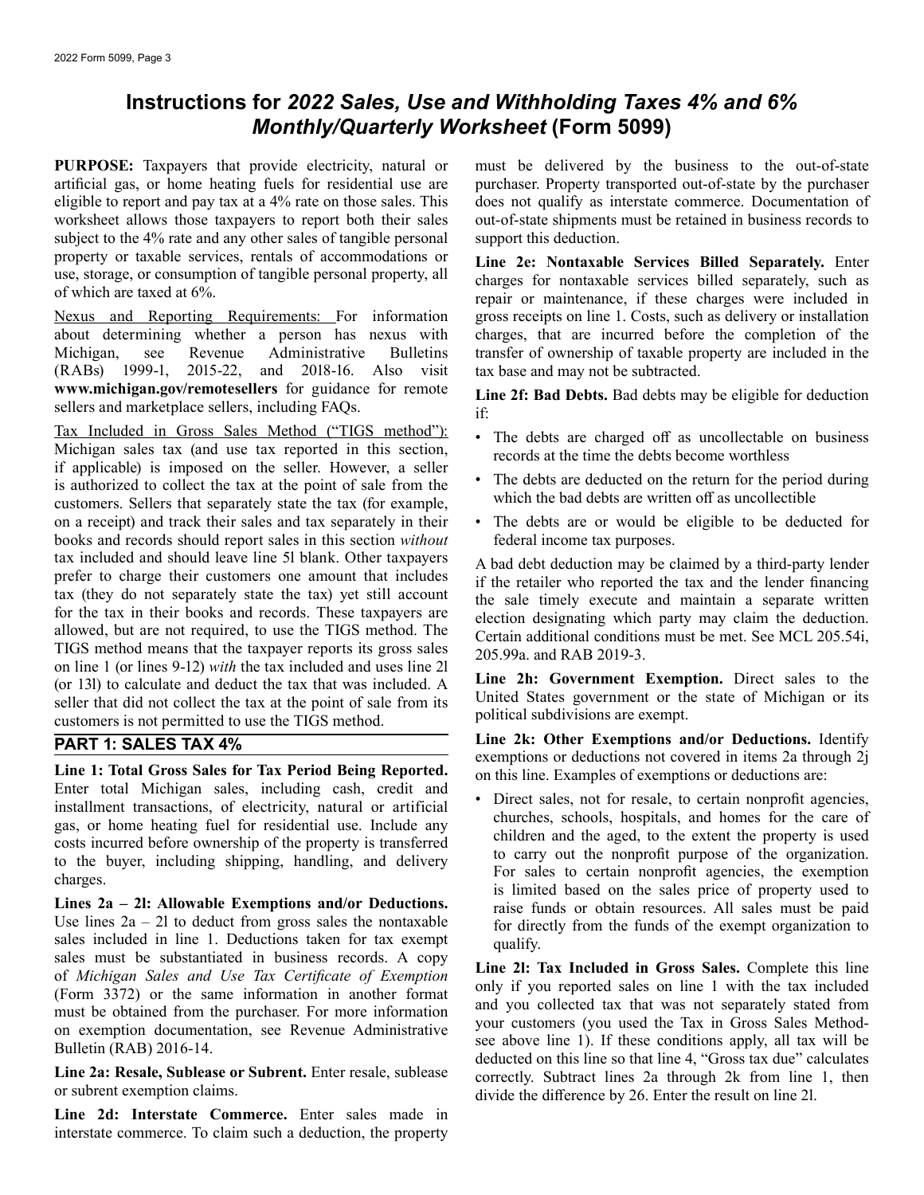# Instructions for *2022 Sales, Use and Withholding Taxes 4% and 6% Monthly/Quarterly Worksheet* (Form 5099)

**PURPOSE:** Taxpayers that provide electricity, natural or artificial gas, or home heating fuels for residential use are eligible to report and pay tax at a 4% rate on those sales. This worksheet allows those taxpayers to report both their sales subject to the 4% rate and any other sales of tangible personal property or taxable services, rentals of accommodations or use, storage, or consumption of tangible personal property, all of which are taxed at 6%.

Nexus and Reporting Requirements: For information about determining whether a person has nexus with Michigan, see Revenue Administrative Bulletins (RABs) 1999-1, 2015-22, and 2018-16. Also visit **www.michigan.gov/remotesellers** for guidance for remote sellers and marketplace sellers, including FAQs.

Tax Included in Gross Sales Method ("TIGS method"): Michigan sales tax (and use tax reported in this section, if applicable) is imposed on the seller. However, a seller is authorized to collect the tax at the point of sale from the customers. Sellers that separately state the tax (for example, on a receipt) and track their sales and tax separately in their books and records should report sales in this section *without* tax included and should leave line 5l blank. Other taxpayers prefer to charge their customers one amount that includes tax (they do not separately state the tax) yet still account for the tax in their books and records. These taxpayers are allowed, but are not required, to use the TIGS method. The TIGS method means that the taxpayer reports its gross sales on line 1 (or lines 9-12) *with* the tax included and uses line 2l (or 13l) to calculate and deduct the tax that was included. A seller that did not collect the tax at the point of sale from its customers is not permitted to use the TIGS method.

## PART 1: SALES TAX 4%

**Line 1: Total Gross Sales for Tax Period Being Reported.** Enter total Michigan sales, including cash, credit and installment transactions, of electricity, natural or artificial gas, or home heating fuel for residential use. Include any costs incurred before ownership of the property is transferred to the buyer, including shipping, handling, and delivery charges.

**Lines 2a – 2l: Allowable Exemptions and/or Deductions.** Use lines 2a – 2l to deduct from gross sales the nontaxable sales included in line 1. Deductions taken for tax exempt sales must be substantiated in business records. A copy of *Michigan Sales and Use Tax Certificate of Exemption* (Form 3372) or the same information in another format must be obtained from the purchaser. For more information on exemption documentation, see Revenue Administrative Bulletin (RAB) 2016-14.

**Line 2a: Resale, Sublease or Subrent.** Enter resale, sublease or subrent exemption claims.

**Line 2d: Interstate Commerce.** Enter sales made in interstate commerce. To claim such a deduction, the property must be delivered by the business to the out-of-state purchaser. Property transported out-of-state by the purchaser does not qualify as interstate commerce. Documentation of out-of-state shipments must be retained in business records to support this deduction.

**Line 2e: Nontaxable Services Billed Separately.** Enter charges for nontaxable services billed separately, such as repair or maintenance, if these charges were included in gross receipts on line 1. Costs, such as delivery or installation charges, that are incurred before the completion of the transfer of ownership of taxable property are included in the tax base and may not be subtracted.

**Line 2f: Bad Debts.** Bad debts may be eligible for deduction if:

- The debts are charged off as uncollectable on business records at the time the debts become worthless
- The debts are deducted on the return for the period during which the bad debts are written off as uncollectible
- The debts are or would be eligible to be deducted for federal income tax purposes.

A bad debt deduction may be claimed by a third-party lender if the retailer who reported the tax and the lender financing the sale timely execute and maintain a separate written election designating which party may claim the deduction. Certain additional conditions must be met. See MCL 205.54i, 205.99a. and RAB 2019-3.

**Line 2h: Government Exemption.** Direct sales to the United States government or the state of Michigan or its political subdivisions are exempt.

**Line 2k: Other Exemptions and/or Deductions.** Identify exemptions or deductions not covered in items 2a through 2j on this line. Examples of exemptions or deductions are:

- Direct sales, not for resale, to certain nonprofit agencies, churches, schools, hospitals, and homes for the care of children and the aged, to the extent the property is used to carry out the nonprofit purpose of the organization. For sales to certain nonprofit agencies, the exemption is limited based on the sales price of property used to raise funds or obtain resources. All sales must be paid for directly from the funds of the exempt organization to qualify.

**Line 2l: Tax Included in Gross Sales.** Complete this line only if you reported sales on line 1 with the tax included and you collected tax that was not separately stated from your customers (you used the Tax in Gross Sales Method-see above line 1). If these conditions apply, all tax will be deducted on this line so that line 4, "Gross tax due" calculates correctly. Subtract lines 2a through 2k from line 1, then divide the difference by 26. Enter the result on line 2l.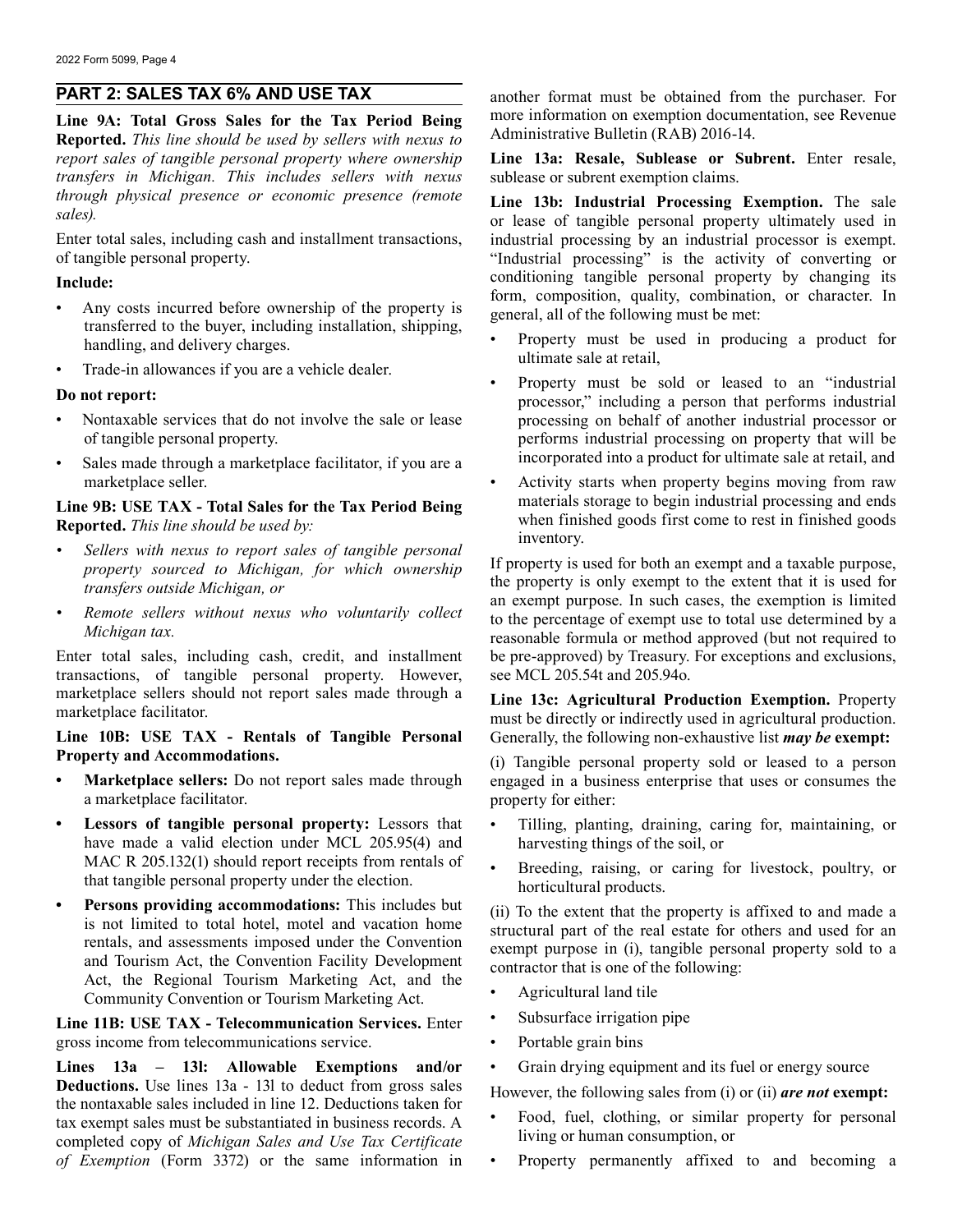## PART 2: SALES TAX 6% AND USE TAX

**Line 9A: Total Gross Sales for the Tax Period Being Reported.** *This line should be used by sellers with nexus to report sales of tangible personal property where ownership transfers in Michigan. This includes sellers with nexus through physical presence or economic presence (remote sales).*

Enter total sales, including cash and installment transactions, of tangible personal property.

**Include:**

- Any costs incurred before ownership of the property is transferred to the buyer, including installation, shipping, handling, and delivery charges.
- Trade-in allowances if you are a vehicle dealer.

**Do not report:**

- Nontaxable services that do not involve the sale or lease of tangible personal property.
- Sales made through a marketplace facilitator, if you are a marketplace seller.

**Line 9B: USE TAX - Total Sales for the Tax Period Being Reported.** *This line should be used by:*

- *Sellers with nexus to report sales of tangible personal property sourced to Michigan, for which ownership transfers outside Michigan, or*
- *Remote sellers without nexus who voluntarily collect Michigan tax.*

Enter total sales, including cash, credit, and installment transactions, of tangible personal property. However, marketplace sellers should not report sales made through a marketplace facilitator.

**Line 10B: USE TAX - Rentals of Tangible Personal Property and Accommodations.**

- **Marketplace sellers:** Do not report sales made through a marketplace facilitator.
- **Lessors of tangible personal property:** Lessors that have made a valid election under MCL 205.95(4) and MAC R 205.132(1) should report receipts from rentals of that tangible personal property under the election.
- **Persons providing accommodations:** This includes but is not limited to total hotel, motel and vacation home rentals, and assessments imposed under the Convention and Tourism Act, the Convention Facility Development Act, the Regional Tourism Marketing Act, and the Community Convention or Tourism Marketing Act.

**Line 11B: USE TAX - Telecommunication Services.** Enter gross income from telecommunications service.

**Lines 13a – 13l: Allowable Exemptions and/or Deductions.** Use lines 13a - 13l to deduct from gross sales the nontaxable sales included in line 12. Deductions taken for tax exempt sales must be substantiated in business records. A completed copy of *Michigan Sales and Use Tax Certificate of Exemption* (Form 3372) or the same information in another format must be obtained from the purchaser. For more information on exemption documentation, see Revenue Administrative Bulletin (RAB) 2016-14.

**Line 13a: Resale, Sublease or Subrent.** Enter resale, sublease or subrent exemption claims.

**Line 13b: Industrial Processing Exemption.** The sale or lease of tangible personal property ultimately used in industrial processing by an industrial processor is exempt. "Industrial processing" is the activity of converting or conditioning tangible personal property by changing its form, composition, quality, combination, or character. In general, all of the following must be met:

- Property must be used in producing a product for ultimate sale at retail,
- Property must be sold or leased to an "industrial processor," including a person that performs industrial processing on behalf of another industrial processor or performs industrial processing on property that will be incorporated into a product for ultimate sale at retail, and
- Activity starts when property begins moving from raw materials storage to begin industrial processing and ends when finished goods first come to rest in finished goods inventory.

If property is used for both an exempt and a taxable purpose, the property is only exempt to the extent that it is used for an exempt purpose. In such cases, the exemption is limited to the percentage of exempt use to total use determined by a reasonable formula or method approved (but not required to be pre-approved) by Treasury. For exceptions and exclusions, see MCL 205.54t and 205.94o.

**Line 13c: Agricultural Production Exemption.** Property must be directly or indirectly used in agricultural production. Generally, the following non-exhaustive list ***may be*** **exempt:**

(i) Tangible personal property sold or leased to a person engaged in a business enterprise that uses or consumes the property for either:

- Tilling, planting, draining, caring for, maintaining, or harvesting things of the soil, or
- Breeding, raising, or caring for livestock, poultry, or horticultural products.

(ii) To the extent that the property is affixed to and made a structural part of the real estate for others and used for an exempt purpose in (i), tangible personal property sold to a contractor that is one of the following:

- Agricultural land tile
- Subsurface irrigation pipe
- Portable grain bins
- Grain drying equipment and its fuel or energy source

However, the following sales from (i) or (ii) ***are not*** **exempt:**

- Food, fuel, clothing, or similar property for personal living or human consumption, or
- Property permanently affixed to and becoming a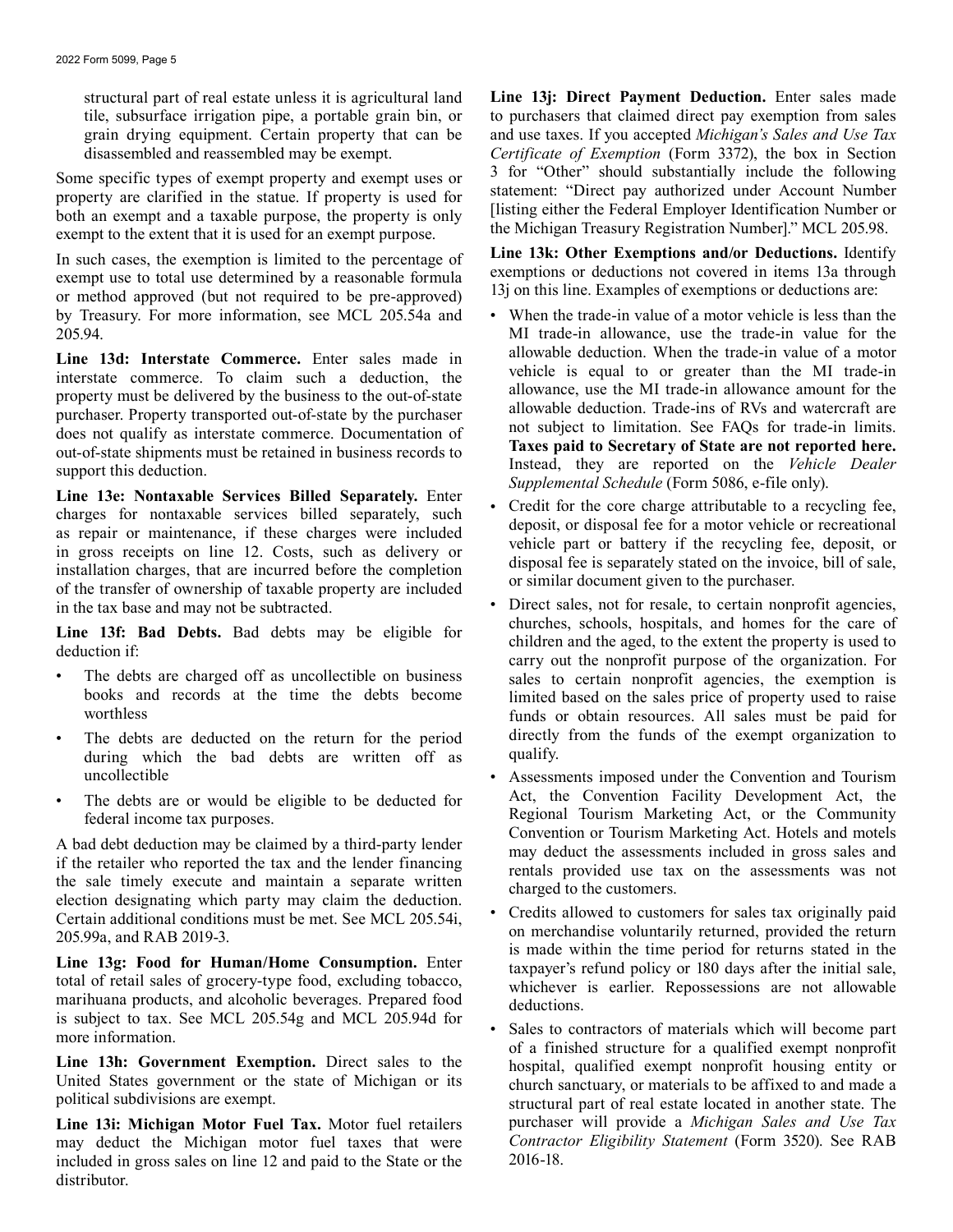structural part of real estate unless it is agricultural land tile, subsurface irrigation pipe, a portable grain bin, or grain drying equipment. Certain property that can be disassembled and reassembled may be exempt.

Some specific types of exempt property and exempt uses or property are clarified in the statue. If property is used for both an exempt and a taxable purpose, the property is only exempt to the extent that it is used for an exempt purpose.

In such cases, the exemption is limited to the percentage of exempt use to total use determined by a reasonable formula or method approved (but not required to be pre-approved) by Treasury. For more information, see MCL 205.54a and 205.94.

**Line 13d: Interstate Commerce.** Enter sales made in interstate commerce. To claim such a deduction, the property must be delivered by the business to the out-of-state purchaser. Property transported out-of-state by the purchaser does not qualify as interstate commerce. Documentation of out-of-state shipments must be retained in business records to support this deduction.

**Line 13e: Nontaxable Services Billed Separately.** Enter charges for nontaxable services billed separately, such as repair or maintenance, if these charges were included in gross receipts on line 12. Costs, such as delivery or installation charges, that are incurred before the completion of the transfer of ownership of taxable property are included in the tax base and may not be subtracted.

**Line 13f: Bad Debts.** Bad debts may be eligible for deduction if:

- The debts are charged off as uncollectible on business books and records at the time the debts become worthless
- The debts are deducted on the return for the period during which the bad debts are written off as uncollectible
- The debts are or would be eligible to be deducted for federal income tax purposes.

A bad debt deduction may be claimed by a third-party lender if the retailer who reported the tax and the lender financing the sale timely execute and maintain a separate written election designating which party may claim the deduction. Certain additional conditions must be met. See MCL 205.54i, 205.99a, and RAB 2019-3.

**Line 13g: Food for Human/Home Consumption.** Enter total of retail sales of grocery-type food, excluding tobacco, marihuana products, and alcoholic beverages. Prepared food is subject to tax. See MCL 205.54g and MCL 205.94d for more information.

**Line 13h: Government Exemption.** Direct sales to the United States government or the state of Michigan or its political subdivisions are exempt.

**Line 13i: Michigan Motor Fuel Tax.** Motor fuel retailers may deduct the Michigan motor fuel taxes that were included in gross sales on line 12 and paid to the State or the distributor.

**Line 13j: Direct Payment Deduction.** Enter sales made to purchasers that claimed direct pay exemption from sales and use taxes. If you accepted *Michigan's Sales and Use Tax Certificate of Exemption* (Form 3372), the box in Section 3 for "Other" should substantially include the following statement: "Direct pay authorized under Account Number [listing either the Federal Employer Identification Number or the Michigan Treasury Registration Number]." MCL 205.98.

**Line 13k: Other Exemptions and/or Deductions.** Identify exemptions or deductions not covered in items 13a through 13j on this line. Examples of exemptions or deductions are:

- When the trade-in value of a motor vehicle is less than the MI trade-in allowance, use the trade-in value for the allowable deduction. When the trade-in value of a motor vehicle is equal to or greater than the MI trade-in allowance, use the MI trade-in allowance amount for the allowable deduction. Trade-ins of RVs and watercraft are not subject to limitation. See FAQs for trade-in limits. **Taxes paid to Secretary of State are not reported here.** Instead, they are reported on the *Vehicle Dealer Supplemental Schedule* (Form 5086, e-file only).
- Credit for the core charge attributable to a recycling fee, deposit, or disposal fee for a motor vehicle or recreational vehicle part or battery if the recycling fee, deposit, or disposal fee is separately stated on the invoice, bill of sale, or similar document given to the purchaser.
- Direct sales, not for resale, to certain nonprofit agencies, churches, schools, hospitals, and homes for the care of children and the aged, to the extent the property is used to carry out the nonprofit purpose of the organization. For sales to certain nonprofit agencies, the exemption is limited based on the sales price of property used to raise funds or obtain resources. All sales must be paid for directly from the funds of the exempt organization to qualify.
- Assessments imposed under the Convention and Tourism Act, the Convention Facility Development Act, the Regional Tourism Marketing Act, or the Community Convention or Tourism Marketing Act. Hotels and motels may deduct the assessments included in gross sales and rentals provided use tax on the assessments was not charged to the customers.
- Credits allowed to customers for sales tax originally paid on merchandise voluntarily returned, provided the return is made within the time period for returns stated in the taxpayer's refund policy or 180 days after the initial sale, whichever is earlier. Repossessions are not allowable deductions.
- Sales to contractors of materials which will become part of a finished structure for a qualified exempt nonprofit hospital, qualified exempt nonprofit housing entity or church sanctuary, or materials to be affixed to and made a structural part of real estate located in another state. The purchaser will provide a *Michigan Sales and Use Tax Contractor Eligibility Statement* (Form 3520). See RAB 2016-18.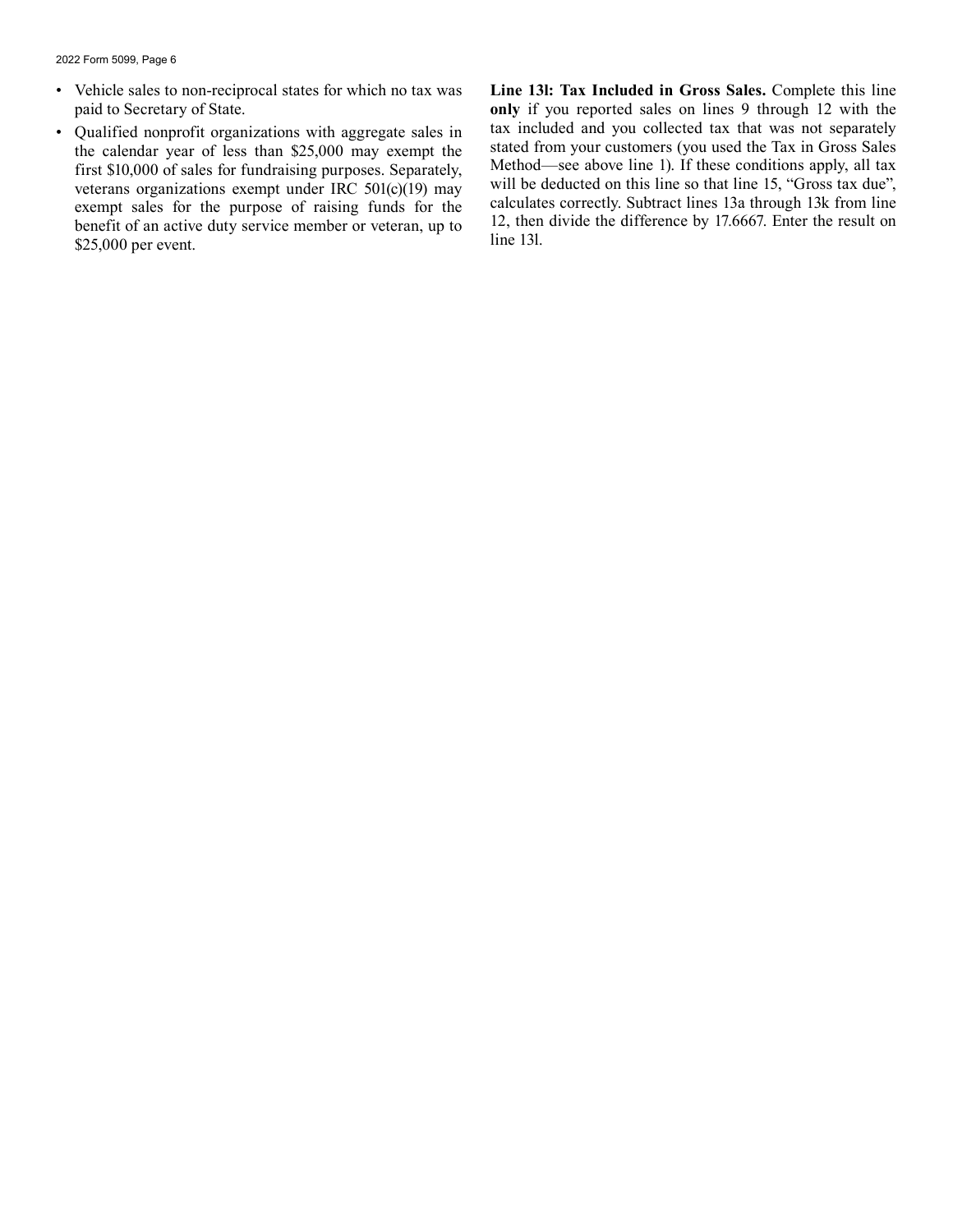- Vehicle sales to non-reciprocal states for which no tax was paid to Secretary of State.
- Qualified nonprofit organizations with aggregate sales in the calendar year of less than $25,000 may exempt the first $10,000 of sales for fundraising purposes. Separately, veterans organizations exempt under IRC 501(c)(19) may exempt sales for the purpose of raising funds for the benefit of an active duty service member or veteran, up to $25,000 per event.

**Line 13l: Tax Included in Gross Sales.** Complete this line **only** if you reported sales on lines 9 through 12 with the tax included and you collected tax that was not separately stated from your customers (you used the Tax in Gross Sales Method—see above line 1). If these conditions apply, all tax will be deducted on this line so that line 15, "Gross tax due", calculates correctly. Subtract lines 13a through 13k from line 12, then divide the difference by 17.6667. Enter the result on line 13l.